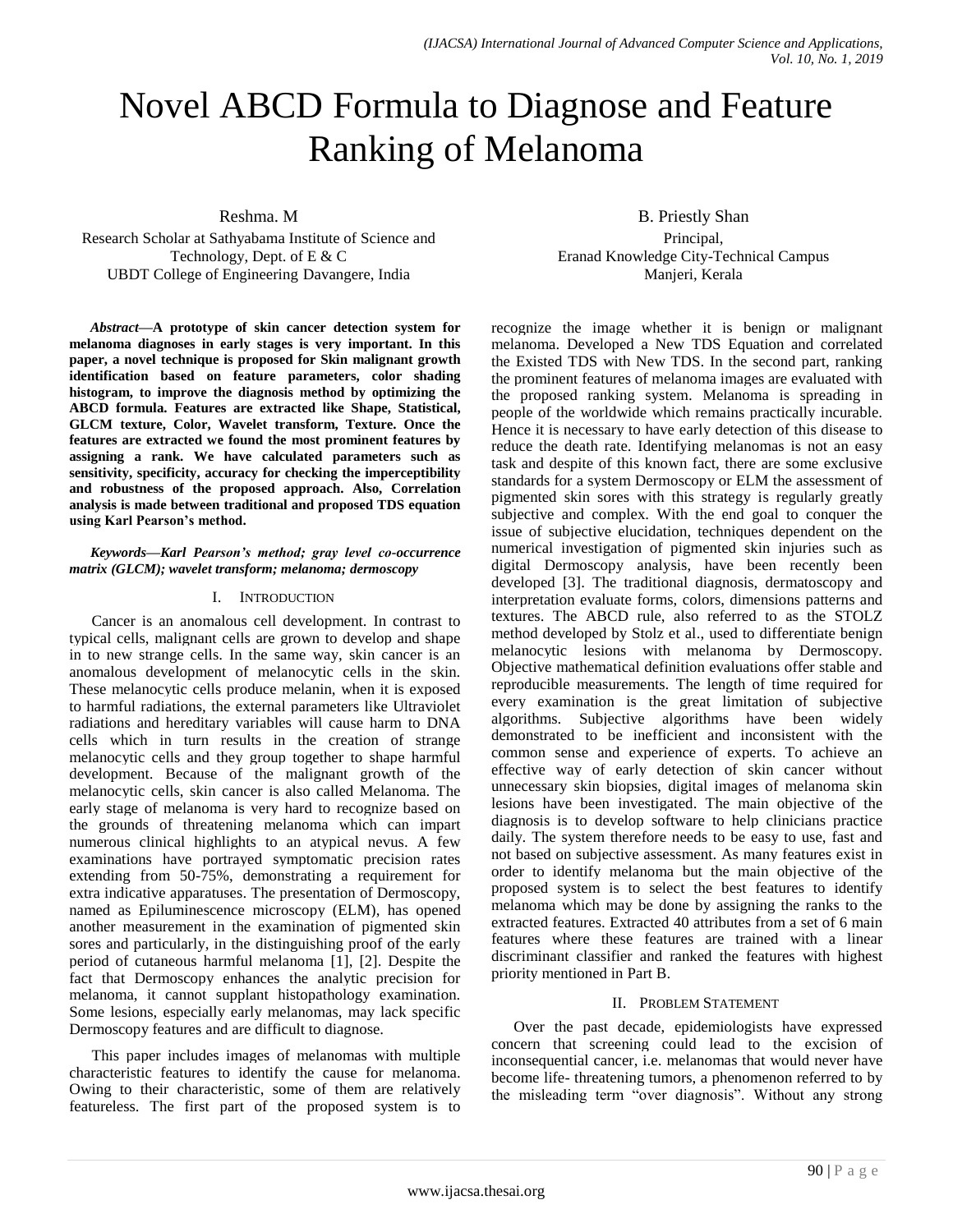# Novel ABCD Formula to Diagnose and Feature Ranking of Melanoma

Reshma. M
Research Scholar at Sathyabama Institute of Science and Technology, Dept. of E & C
UBDT College of Engineering Davangere, India

B. Priestly Shan
Principal,
Eranad Knowledge City-Technical Campus
Manjeri, Kerala

***Abstract*—A prototype of skin cancer detection system for melanoma diagnoses in early stages is very important. In this paper, a novel technique is proposed for Skin malignant growth identification based on feature parameters, color shading histogram, to improve the diagnosis method by optimizing the ABCD formula. Features are extracted like Shape, Statistical, GLCM texture, Color, Wavelet transform, Texture. Once the features are extracted we found the most prominent features by assigning a rank. We have calculated parameters such as sensitivity, specificity, accuracy for checking the imperceptibility and robustness of the proposed approach. Also, Correlation analysis is made between traditional and proposed TDS equation using Karl Pearson's method.**

***Keywords*—*Karl Pearson's method; gray level co-occurrence matrix (GLCM); wavelet transform; melanoma; dermoscopy***

## I. Introduction

Cancer is an anomalous cell development. In contrast to typical cells, malignant cells are grown to develop and shape in to new strange cells. In the same way, skin cancer is an anomalous development of melanocytic cells in the skin. These melanocytic cells produce melanin, when it is exposed to harmful radiations, the external parameters like Ultraviolet radiations and hereditary variables will cause harm to DNA cells which in turn results in the creation of strange melanocytic cells and they group together to shape harmful development. Because of the malignant growth of the melanocytic cells, skin cancer is also called Melanoma. The early stage of melanoma is very hard to recognize based on the grounds of threatening melanoma which can impart numerous clinical highlights to an atypical nevus. A few examinations have portrayed symptomatic precision rates extending from 50-75%, demonstrating a requirement for extra indicative apparatuses. The presentation of Dermoscopy, named as Epiluminescence microscopy (ELM), has opened another measurement in the examination of pigmented skin sores and particularly, in the distinguishing proof of the early period of cutaneous harmful melanoma [1], [2]. Despite the fact that Dermoscopy enhances the analytic precision for melanoma, it cannot supplant histopathology examination. Some lesions, especially early melanomas, may lack specific Dermoscopy features and are difficult to diagnose.

This paper includes images of melanomas with multiple characteristic features to identify the cause for melanoma. Owing to their characteristic, some of them are relatively featureless. The first part of the proposed system is to recognize the image whether it is benign or malignant melanoma. Developed a New TDS Equation and correlated the Existed TDS with New TDS. In the second part, ranking the prominent features of melanoma images are evaluated with the proposed ranking system. Melanoma is spreading in people of the worldwide which remains practically incurable. Hence it is necessary to have early detection of this disease to reduce the death rate. Identifying melanomas is not an easy task and despite of this known fact, there are some exclusive standards for a system Dermoscopy or ELM the assessment of pigmented skin sores with this strategy is regularly greatly subjective and complex. With the end goal to conquer the issue of subjective elucidation, techniques dependent on the numerical investigation of pigmented skin injuries such as digital Dermoscopy analysis, have been recently been developed [3]. The traditional diagnosis, dermatoscopy and interpretation evaluate forms, colors, dimensions patterns and textures. The ABCD rule, also referred to as the STOLZ method developed by Stolz et al., used to differentiate benign melanocytic lesions with melanoma by Dermoscopy. Objective mathematical definition evaluations offer stable and reproducible measurements. The length of time required for every examination is the great limitation of subjective algorithms. Subjective algorithms have been widely demonstrated to be inefficient and inconsistent with the common sense and experience of experts. To achieve an effective way of early detection of skin cancer without unnecessary skin biopsies, digital images of melanoma skin lesions have been investigated. The main objective of the diagnosis is to develop software to help clinicians practice daily. The system therefore needs to be easy to use, fast and not based on subjective assessment. As many features exist in order to identify melanoma but the main objective of the proposed system is to select the best features to identify melanoma which may be done by assigning the ranks to the extracted features. Extracted 40 attributes from a set of 6 main features where these features are trained with a linear discriminant classifier and ranked the features with highest priority mentioned in Part B.

## II. Problem Statement

Over the past decade, epidemiologists have expressed concern that screening could lead to the excision of inconsequential cancer, i.e. melanomas that would never have become life- threatening tumors, a phenomenon referred to by the misleading term "over diagnosis". Without any strong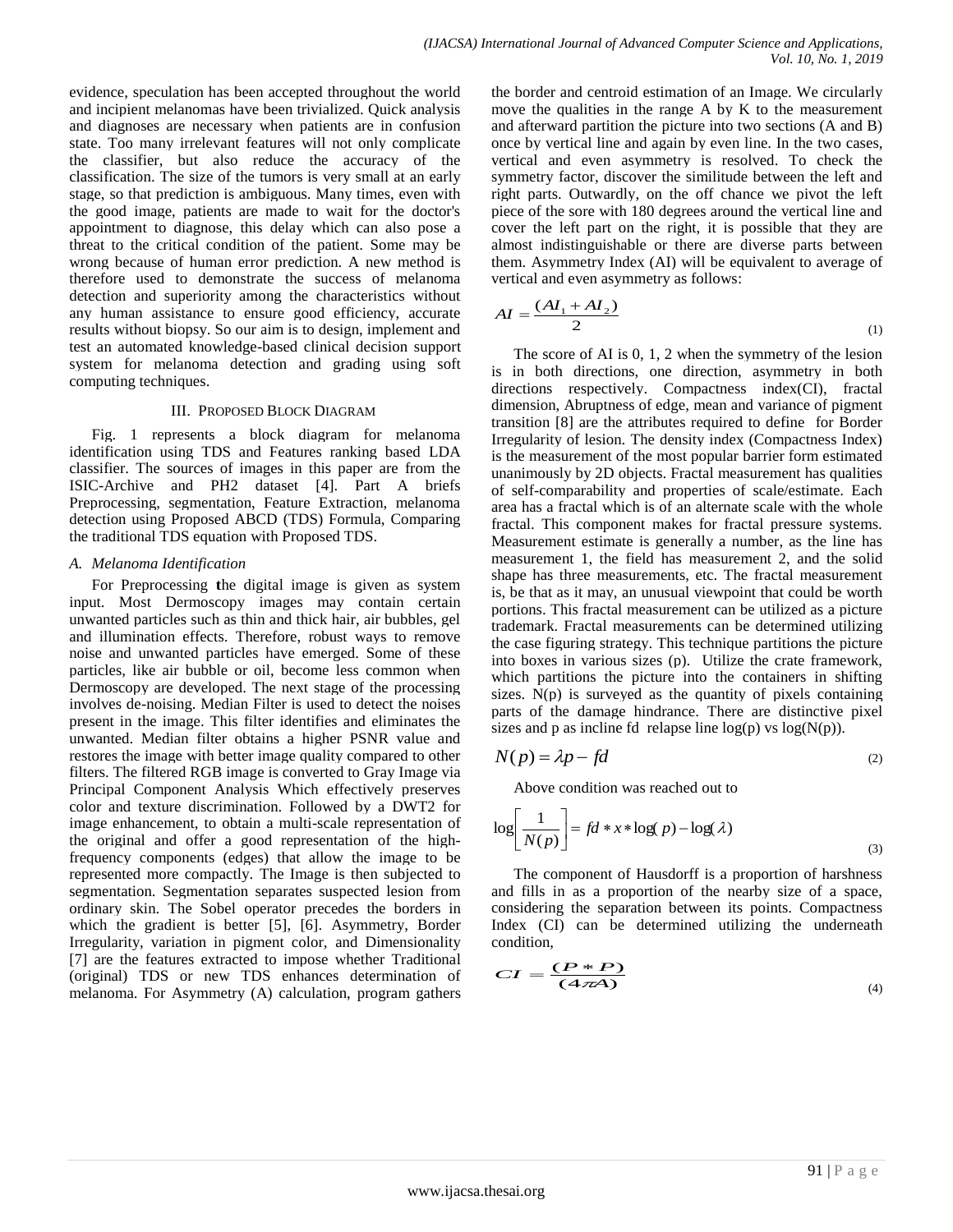evidence, speculation has been accepted throughout the world and incipient melanomas have been trivialized. Quick analysis and diagnoses are necessary when patients are in confusion state. Too many irrelevant features will not only complicate the classifier, but also reduce the accuracy of the classification. The size of the tumors is very small at an early stage, so that prediction is ambiguous. Many times, even with the good image, patients are made to wait for the doctor's appointment to diagnose, this delay which can also pose a threat to the critical condition of the patient. Some may be wrong because of human error prediction. A new method is therefore used to demonstrate the success of melanoma detection and superiority among the characteristics without any human assistance to ensure good efficiency, accurate results without biopsy. So our aim is to design, implement and test an automated knowledge-based clinical decision support system for melanoma detection and grading using soft computing techniques.

## III. Proposed Block Diagram

Fig. 1 represents a block diagram for melanoma identification using TDS and Features ranking based LDA classifier. The sources of images in this paper are from the ISIC-Archive and PH2 dataset [4]. Part A briefs Preprocessing, segmentation, Feature Extraction, melanoma detection using Proposed ABCD (TDS) Formula, Comparing the traditional TDS equation with Proposed TDS.

### *A. Melanoma Identification*

For Preprocessing the digital image is given as system input. Most Dermoscopy images may contain certain unwanted particles such as thin and thick hair, air bubbles, gel and illumination effects. Therefore, robust ways to remove noise and unwanted particles have emerged. Some of these particles, like air bubble or oil, become less common when Dermoscopy are developed. The next stage of the processing involves de-noising. Median Filter is used to detect the noises present in the image. This filter identifies and eliminates the unwanted. Median filter obtains a higher PSNR value and restores the image with better image quality compared to other filters. The filtered RGB image is converted to Gray Image via Principal Component Analysis Which effectively preserves color and texture discrimination. Followed by a DWT2 for image enhancement, to obtain a multi-scale representation of the original and offer a good representation of the high-frequency components (edges) that allow the image to be represented more compactly. The Image is then subjected to segmentation. Segmentation separates suspected lesion from ordinary skin. The Sobel operator precedes the borders in which the gradient is better [5], [6]. Asymmetry, Border Irregularity, variation in pigment color, and Dimensionality [7] are the features extracted to impose whether Traditional (original) TDS or new TDS enhances determination of melanoma. For Asymmetry (A) calculation, program gathers the border and centroid estimation of an Image. We circularly move the qualities in the range A by K to the measurement and afterward partition the picture into two sections (A and B) once by vertical line and again by even line. In the two cases, vertical and even asymmetry is resolved. To check the symmetry factor, discover the similitude between the left and right parts. Outwardly, on the off chance we pivot the left piece of the sore with 180 degrees around the vertical line and cover the left part on the right, it is possible that they are almost indistinguishable or there are diverse parts between them. Asymmetry Index (AI) will be equivalent to average of vertical and even asymmetry as follows:

$$AI = \frac{(AI_1 + AI_2)}{2} \tag{1}$$

The score of AI is 0, 1, 2 when the symmetry of the lesion is in both directions, one direction, asymmetry in both directions respectively. Compactness index(CI), fractal dimension, Abruptness of edge, mean and variance of pigment transition [8] are the attributes required to define for Border Irregularity of lesion. The density index (Compactness Index) is the measurement of the most popular barrier form estimated unanimously by 2D objects. Fractal measurement has qualities of self-comparability and properties of scale/estimate. Each area has a fractal which is of an alternate scale with the whole fractal. This component makes for fractal pressure systems. Measurement estimate is generally a number, as the line has measurement 1, the field has measurement 2, and the solid shape has three measurements, etc. The fractal measurement is, be that as it may, an unusual viewpoint that could be worth portions. This fractal measurement can be utilized as a picture trademark. Fractal measurements can be determined utilizing the case figuring strategy. This technique partitions the picture into boxes in various sizes (p). Utilize the crate framework, which partitions the picture into the containers in shifting sizes. N(p) is surveyed as the quantity of pixels containing parts of the damage hindrance. There are distinctive pixel sizes and p as incline fd relapse line log(p) vs log(N(p)).

$$N(p) = \lambda p - fd \tag{2}$$

Above condition was reached out to

$$\log\left[\frac{1}{N(p)}\right] = fd * x * \log(p) - \log(\lambda) \tag{3}$$

The component of Hausdorff is a proportion of harshness and fills in as a proportion of the nearby size of a space, considering the separation between its points. Compactness Index (CI) can be determined utilizing the underneath condition,

$$CI = \frac{(P * P)}{(4\pi A)} \tag{4}$$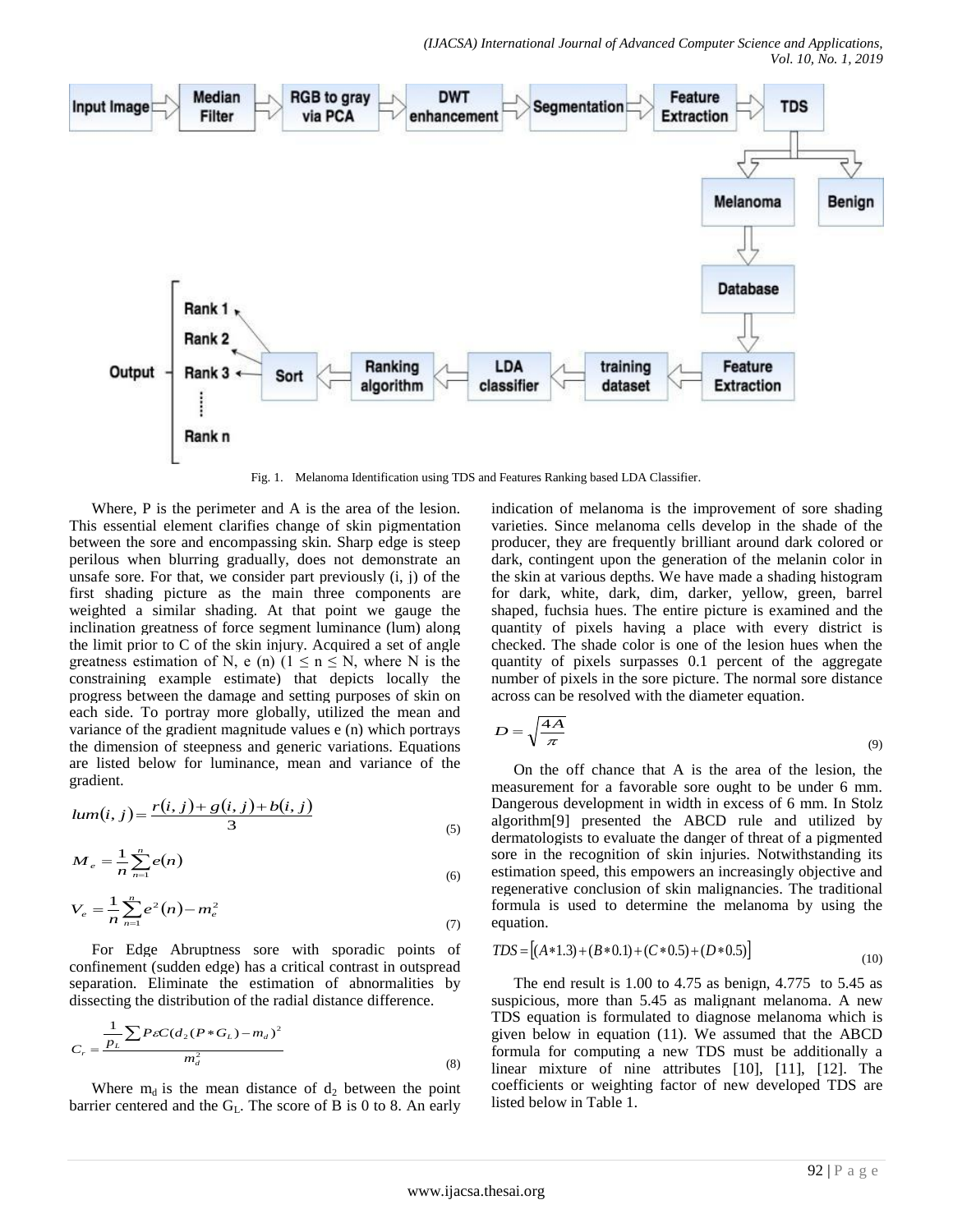Input Image → Median Filter → RGB to gray via PCA → DWT enhancement → Segmentation → Feature Extraction → TDS

Melanoma

Benign

Database

Feature Extraction

training dataset

LDA classifier

Ranking algorithm

Sort

Output

Rank 1

Rank 2

Rank 3

Rank n

Fig. 1. Melanoma Identification using TDS and Features Ranking based LDA Classifier.

Where, P is the perimeter and A is the area of the lesion. This essential element clarifies change of skin pigmentation between the sore and encompassing skin. Sharp edge is steep perilous when blurring gradually, does not demonstrate an unsafe sore. For that, we consider part previously (i, j) of the first shading picture as the main three components are weighted a similar shading. At that point we gauge the inclination greatness of force segment luminance (lum) along the limit prior to C of the skin injury. Acquired a set of angle greatness estimation of N, e (n) ($1 \leq n \leq N$, where N is the constraining example estimate) that depicts locally the progress between the damage and setting purposes of skin on each side. To portray more globally, utilized the mean and variance of the gradient magnitude values e (n) which portrays the dimension of steepness and generic variations. Equations are listed below for luminance, mean and variance of the gradient.

$$lum(i,j) = \frac{r(i,j) + g(i,j) + b(i,j)}{3} \tag{5}$$

$$M_e = \frac{1}{n}\sum_{n=1}^{n} e(n) \tag{6}$$

$$V_e = \frac{1}{n}\sum_{n=1}^{n} e^2(n) - m_e^2 \tag{7}$$

For Edge Abruptness sore with sporadic points of confinement (sudden edge) has a critical contrast in outspread separation. Eliminate the estimation of abnormalities by dissecting the distribution of the radial distance difference.

$$C_r = \frac{\frac{1}{p_L}\sum P \varepsilon C(d_2(P * G_L) - m_d)^2}{m_d^2} \tag{8}$$

Where $m_d$ is the mean distance of $d_2$ between the point barrier centered and the $G_L$. The score of B is 0 to 8. An early indication of melanoma is the improvement of sore shading varieties. Since melanoma cells develop in the shade of the producer, they are frequently brilliant around dark colored or dark, contingent upon the generation of the melanin color in the skin at various depths. We have made a shading histogram for dark, white, dark, dim, darker, yellow, green, barrel shaped, fuchsia hues. The entire picture is examined and the quantity of pixels having a place with every district is checked. The shade color is one of the lesion hues when the quantity of pixels surpasses 0.1 percent of the aggregate number of pixels in the sore picture. The normal sore distance across can be resolved with the diameter equation.

$$D = \sqrt{\frac{4A}{\pi}} \tag{9}$$

On the off chance that A is the area of the lesion, the measurement for a favorable sore ought to be under 6 mm. Dangerous development in width in excess of 6 mm. In Stolz algorithm[9] presented the ABCD rule and utilized by dermatologists to evaluate the danger of threat of a pigmented sore in the recognition of skin injuries. Notwithstanding its estimation speed, this empowers an increasingly objective and regenerative conclusion of skin malignancies. The traditional formula is used to determine the melanoma by using the equation.

$$TDS = [(A*1.3) + (B*0.1) + (C*0.5) + (D*0.5)] \tag{10}$$

The end result is 1.00 to 4.75 as benign, 4.775 to 5.45 as suspicious, more than 5.45 as malignant melanoma. A new TDS equation is formulated to diagnose melanoma which is given below in equation (11). We assumed that the ABCD formula for computing a new TDS must be additionally a linear mixture of nine attributes [10], [11], [12]. The coefficients or weighting factor of new developed TDS are listed below in Table 1.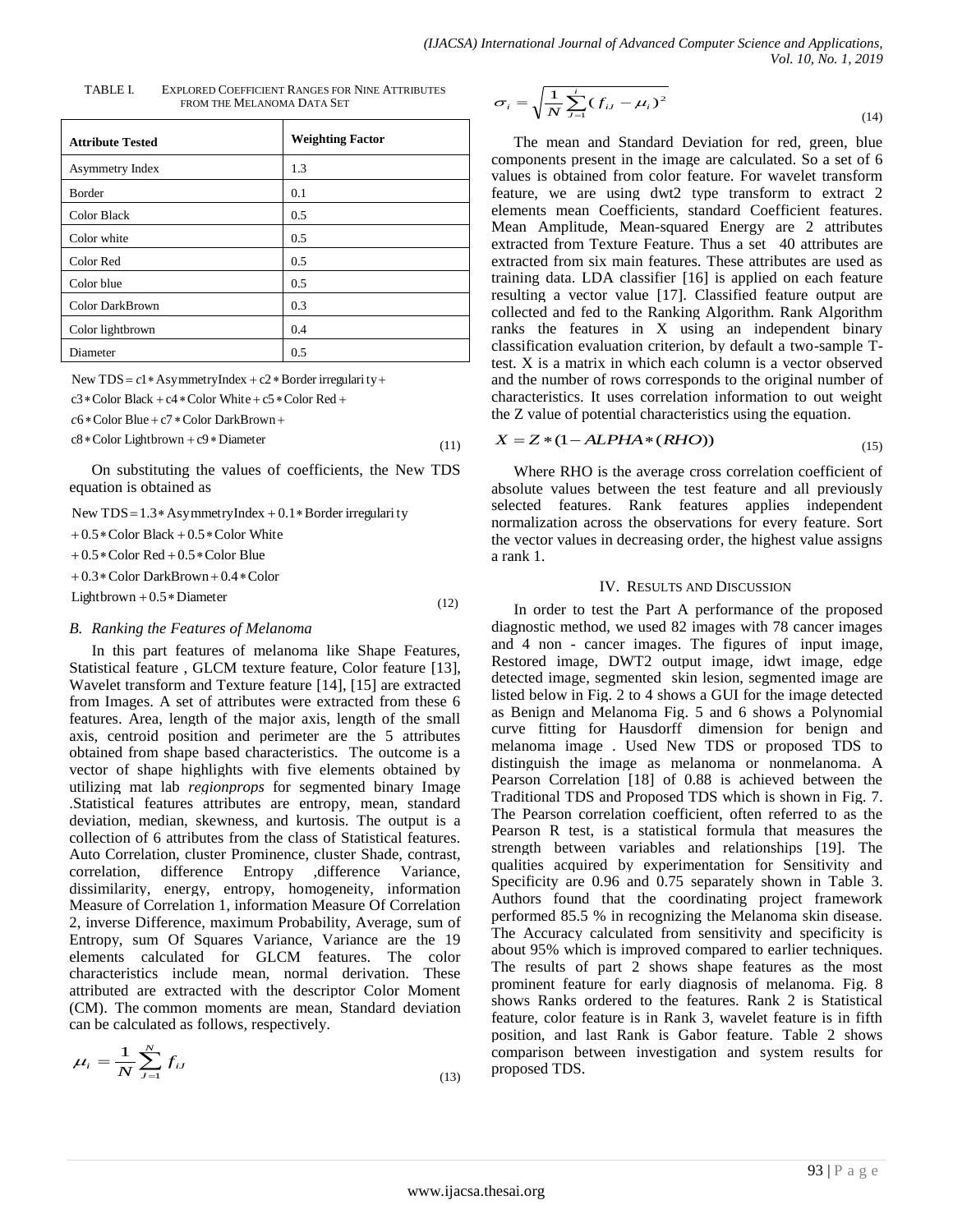TABLE I. EXPLORED COEFFICIENT RANGES FOR NINE ATTRIBUTES FROM THE MELANOMA DATA SET

| Attribute Tested | Weighting Factor |
|---|---|
| Asymmetry Index | 1.3 |
| Border | 0.1 |
| Color Black | 0.5 |
| Color white | 0.5 |
| Color Red | 0.5 |
| Color blue | 0.5 |
| Color DarkBrown | 0.3 |
| Color lightbrown | 0.4 |
| Diameter | 0.5 |

$$\begin{aligned} \text{New TDS} &= c1*\text{AsymmetryIndex} + c2*\text{Border irregularity} + \\ & c3*\text{Color Black} + c4*\text{Color White} + c5*\text{Color Red} + \\ & c6*\text{Color Blue} + c7*\text{Color DarkBrown} + \\ & c8*\text{Color Lightbrown} + c9*\text{Diameter} \end{aligned} \tag{11}$$

On substituting the values of coefficients, the New TDS equation is obtained as

$$\begin{aligned} \text{New TDS} &= 1.3*\text{AsymmetryIndex} + 0.1*\text{Border irregularity} \\ & + 0.5*\text{Color Black} + 0.5*\text{Color White} \\ & + 0.5*\text{Color Red} + 0.5*\text{Color Blue} \\ & + 0.3*\text{Color DarkBrown} + 0.4*\text{Color} \\ & \text{Lightbrown} + 0.5*\text{Diameter} \end{aligned} \tag{12}$$

### *B. Ranking the Features of Melanoma*

In this part features of melanoma like Shape Features, Statistical feature , GLCM texture feature, Color feature [13], Wavelet transform and Texture feature [14], [15] are extracted from Images. A set of attributes were extracted from these 6 features. Area, length of the major axis, length of the small axis, centroid position and perimeter are the 5 attributes obtained from shape based characteristics. The outcome is a vector of shape highlights with five elements obtained by utilizing mat lab *regionprops* for segmented binary Image .Statistical features attributes are entropy, mean, standard deviation, median, skewness, and kurtosis. The output is a collection of 6 attributes from the class of Statistical features. Auto Correlation, cluster Prominence, cluster Shade, contrast, correlation, difference Entropy ,difference Variance, dissimilarity, energy, entropy, homogeneity, information Measure of Correlation 1, information Measure Of Correlation 2, inverse Difference, maximum Probability, Average, sum of Entropy, sum Of Squares Variance, Variance are the 19 elements calculated for GLCM features. The color characteristics include mean, normal derivation. These attributed are extracted with the descriptor Color Moment (CM). The common moments are mean, Standard deviation can be calculated as follows, respectively.

$$\mu_i = \frac{1}{N}\sum_{J=1}^{N} f_{iJ} \tag{13}$$

$$\sigma_i = \sqrt{\frac{1}{N}\sum_{J=1}^{i}(f_{iJ} - \mu_i)^2} \tag{14}$$

The mean and Standard Deviation for red, green, blue components present in the image are calculated. So a set of 6 values is obtained from color feature. For wavelet transform feature, we are using dwt2 type transform to extract 2 elements mean Coefficients, standard Coefficient features. Mean Amplitude, Mean-squared Energy are 2 attributes extracted from Texture Feature. Thus a set 40 attributes are extracted from six main features. These attributes are used as training data. LDA classifier [16] is applied on each feature resulting a vector value [17]. Classified feature output are collected and fed to the Ranking Algorithm. Rank Algorithm ranks the features in X using an independent binary classification evaluation criterion, by default a two-sample T-test. X is a matrix in which each column is a vector observed and the number of rows corresponds to the original number of characteristics. It uses correlation information to out weight the Z value of potential characteristics using the equation.

$$X = Z*(1 - ALPHA*(RHO)) \tag{15}$$

Where RHO is the average cross correlation coefficient of absolute values between the test feature and all previously selected features. Rank features applies independent normalization across the observations for every feature. Sort the vector values in decreasing order, the highest value assigns a rank 1.

## IV. RESULTS AND DISCUSSION

In order to test the Part A performance of the proposed diagnostic method, we used 82 images with 78 cancer images and 4 non - cancer images. The figures of input image, Restored image, DWT2 output image, idwt image, edge detected image, segmented skin lesion, segmented image are listed below in Fig. 2 to 4 shows a GUI for the image detected as Benign and Melanoma Fig. 5 and 6 shows a Polynomial curve fitting for Hausdorff dimension for benign and melanoma image . Used New TDS or proposed TDS to distinguish the image as melanoma or nonmelanoma. A Pearson Correlation [18] of 0.88 is achieved between the Traditional TDS and Proposed TDS which is shown in Fig. 7. The Pearson correlation coefficient, often referred to as the Pearson R test, is a statistical formula that measures the strength between variables and relationships [19]. The qualities acquired by experimentation for Sensitivity and Specificity are 0.96 and 0.75 separately shown in Table 3. Authors found that the coordinating project framework performed 85.5 % in recognizing the Melanoma skin disease. The Accuracy calculated from sensitivity and specificity is about 95% which is improved compared to earlier techniques. The results of part 2 shows shape features as the most prominent feature for early diagnosis of melanoma. Fig. 8 shows Ranks ordered to the features. Rank 2 is Statistical feature, color feature is in Rank 3, wavelet feature is in fifth position, and last Rank is Gabor feature. Table 2 shows comparison between investigation and system results for proposed TDS.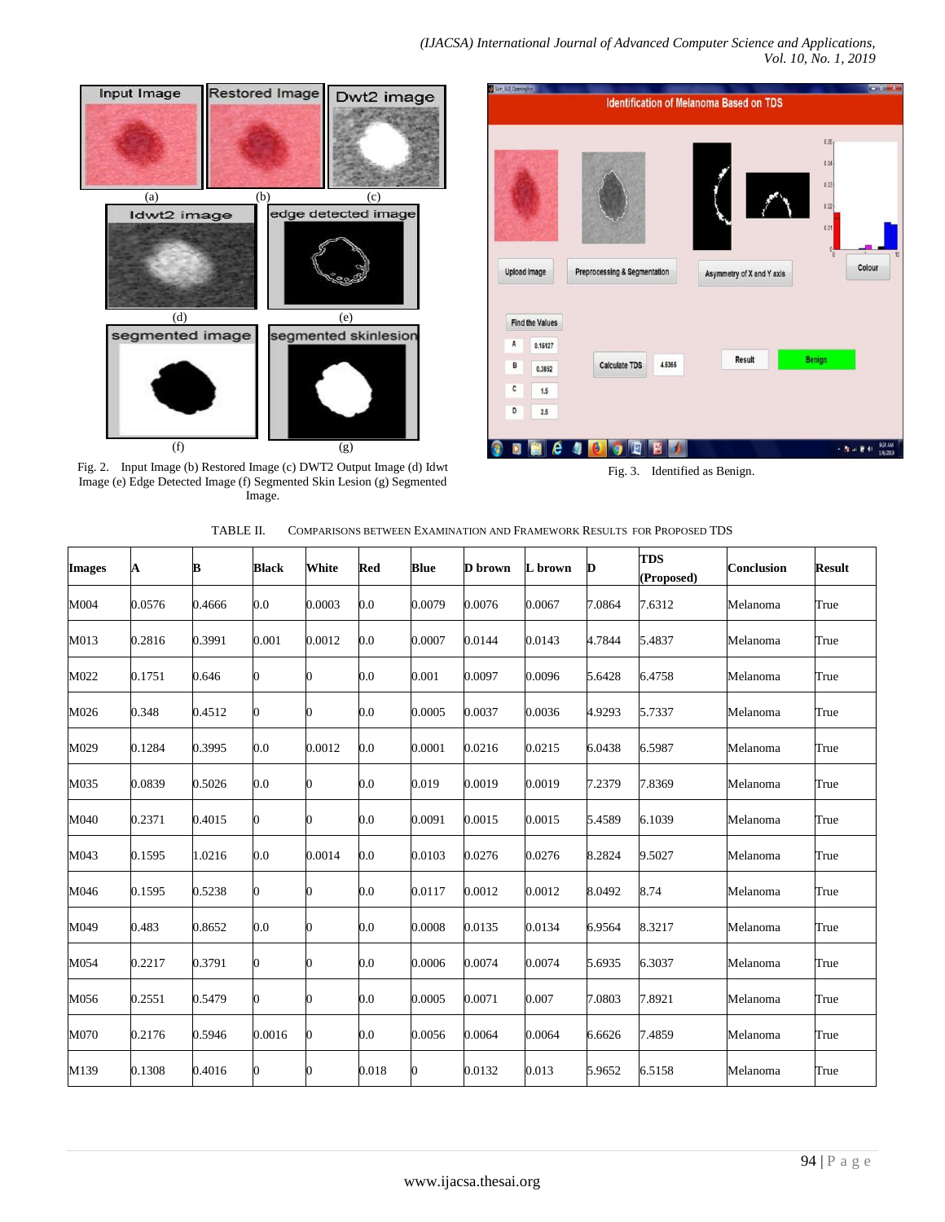Fig. 2. Input Image (b) Restored Image (c) DWT2 Output Image (d) Idwt Image (e) Edge Detected Image (f) Segmented Skin Lesion (g) Segmented Image.

Fig. 3. Identified as Benign.

TABLE II. COMPARISONS BETWEEN EXAMINATION AND FRAMEWORK RESULTS FOR PROPOSED TDS

| Images | A | B | Black | White | Red | Blue | D brown | L brown | D | TDS (Proposed) | Conclusion | Result |
|---|---|---|---|---|---|---|---|---|---|---|---|---|
| M004 | 0.0576 | 0.4666 | 0.0 | 0.0003 | 0.0 | 0.0079 | 0.0076 | 0.0067 | 7.0864 | 7.6312 | Melanoma | True |
| M013 | 0.2816 | 0.3991 | 0.001 | 0.0012 | 0.0 | 0.0007 | 0.0144 | 0.0143 | 4.7844 | 5.4837 | Melanoma | True |
| M022 | 0.1751 | 0.646 | 0 | 0 | 0.0 | 0.001 | 0.0097 | 0.0096 | 5.6428 | 6.4758 | Melanoma | True |
| M026 | 0.348 | 0.4512 | 0 | 0 | 0.0 | 0.0005 | 0.0037 | 0.0036 | 4.9293 | 5.7337 | Melanoma | True |
| M029 | 0.1284 | 0.3995 | 0.0 | 0.0012 | 0.0 | 0.0001 | 0.0216 | 0.0215 | 6.0438 | 6.5987 | Melanoma | True |
| M035 | 0.0839 | 0.5026 | 0.0 | 0 | 0.0 | 0.019 | 0.0019 | 0.0019 | 7.2379 | 7.8369 | Melanoma | True |
| M040 | 0.2371 | 0.4015 | 0 | 0 | 0.0 | 0.0091 | 0.0015 | 0.0015 | 5.4589 | 6.1039 | Melanoma | True |
| M043 | 0.1595 | 1.0216 | 0.0 | 0.0014 | 0.0 | 0.0103 | 0.0276 | 0.0276 | 8.2824 | 9.5027 | Melanoma | True |
| M046 | 0.1595 | 0.5238 | 0 | 0 | 0.0 | 0.0117 | 0.0012 | 0.0012 | 8.0492 | 8.74 | Melanoma | True |
| M049 | 0.483 | 0.8652 | 0.0 | 0 | 0.0 | 0.0008 | 0.0135 | 0.0134 | 6.9564 | 8.3217 | Melanoma | True |
| M054 | 0.2217 | 0.3791 | 0 | 0 | 0.0 | 0.0006 | 0.0074 | 0.0074 | 5.6935 | 6.3037 | Melanoma | True |
| M056 | 0.2551 | 0.5479 | 0 | 0 | 0.0 | 0.0005 | 0.0071 | 0.007 | 7.0803 | 7.8921 | Melanoma | True |
| M070 | 0.2176 | 0.5946 | 0.0016 | 0 | 0.0 | 0.0056 | 0.0064 | 0.0064 | 6.6626 | 7.4859 | Melanoma | True |
| M139 | 0.1308 | 0.4016 | 0 | 0 | 0.018 | 0 | 0.0132 | 0.013 | 5.9652 | 6.5158 | Melanoma | True |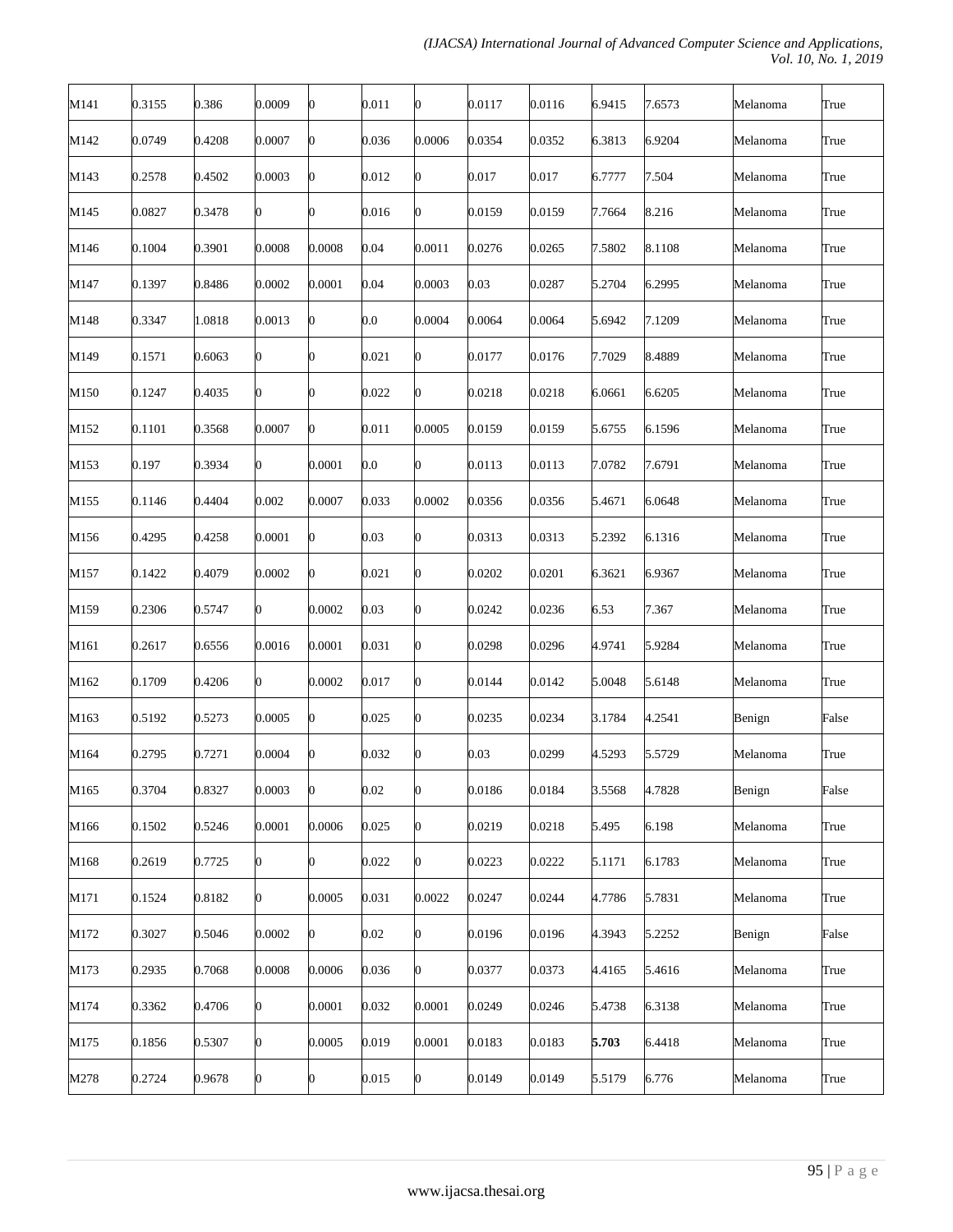| | | | | | | | | | | | | |
|---|---|---|---|---|---|---|---|---|---|---|---|---|
| M141 | 0.3155 | 0.386 | 0.0009 | 0 | 0.011 | 0 | 0.0117 | 0.0116 | 6.9415 | 7.6573 | Melanoma | True |
| M142 | 0.0749 | 0.4208 | 0.0007 | 0 | 0.036 | 0.0006 | 0.0354 | 0.0352 | 6.3813 | 6.9204 | Melanoma | True |
| M143 | 0.2578 | 0.4502 | 0.0003 | 0 | 0.012 | 0 | 0.017 | 0.017 | 6.7777 | 7.504 | Melanoma | True |
| M145 | 0.0827 | 0.3478 | 0 | 0 | 0.016 | 0 | 0.0159 | 0.0159 | 7.7664 | 8.216 | Melanoma | True |
| M146 | 0.1004 | 0.3901 | 0.0008 | 0.0008 | 0.04 | 0.0011 | 0.0276 | 0.0265 | 7.5802 | 8.1108 | Melanoma | True |
| M147 | 0.1397 | 0.8486 | 0.0002 | 0.0001 | 0.04 | 0.0003 | 0.03 | 0.0287 | 5.2704 | 6.2995 | Melanoma | True |
| M148 | 0.3347 | 1.0818 | 0.0013 | 0 | 0.0 | 0.0004 | 0.0064 | 0.0064 | 5.6942 | 7.1209 | Melanoma | True |
| M149 | 0.1571 | 0.6063 | 0 | 0 | 0.021 | 0 | 0.0177 | 0.0176 | 7.7029 | 8.4889 | Melanoma | True |
| M150 | 0.1247 | 0.4035 | 0 | 0 | 0.022 | 0 | 0.0218 | 0.0218 | 6.0661 | 6.6205 | Melanoma | True |
| M152 | 0.1101 | 0.3568 | 0.0007 | 0 | 0.011 | 0.0005 | 0.0159 | 0.0159 | 5.6755 | 6.1596 | Melanoma | True |
| M153 | 0.197 | 0.3934 | 0 | 0.0001 | 0.0 | 0 | 0.0113 | 0.0113 | 7.0782 | 7.6791 | Melanoma | True |
| M155 | 0.1146 | 0.4404 | 0.002 | 0.0007 | 0.033 | 0.0002 | 0.0356 | 0.0356 | 5.4671 | 6.0648 | Melanoma | True |
| M156 | 0.4295 | 0.4258 | 0.0001 | 0 | 0.03 | 0 | 0.0313 | 0.0313 | 5.2392 | 6.1316 | Melanoma | True |
| M157 | 0.1422 | 0.4079 | 0.0002 | 0 | 0.021 | 0 | 0.0202 | 0.0201 | 6.3621 | 6.9367 | Melanoma | True |
| M159 | 0.2306 | 0.5747 | 0 | 0.0002 | 0.03 | 0 | 0.0242 | 0.0236 | 6.53 | 7.367 | Melanoma | True |
| M161 | 0.2617 | 0.6556 | 0.0016 | 0.0001 | 0.031 | 0 | 0.0298 | 0.0296 | 4.9741 | 5.9284 | Melanoma | True |
| M162 | 0.1709 | 0.4206 | 0 | 0.0002 | 0.017 | 0 | 0.0144 | 0.0142 | 5.0048 | 5.6148 | Melanoma | True |
| M163 | 0.5192 | 0.5273 | 0.0005 | 0 | 0.025 | 0 | 0.0235 | 0.0234 | 3.1784 | 4.2541 | Benign | False |
| M164 | 0.2795 | 0.7271 | 0.0004 | 0 | 0.032 | 0 | 0.03 | 0.0299 | 4.5293 | 5.5729 | Melanoma | True |
| M165 | 0.3704 | 0.8327 | 0.0003 | 0 | 0.02 | 0 | 0.0186 | 0.0184 | 3.5568 | 4.7828 | Benign | False |
| M166 | 0.1502 | 0.5246 | 0.0001 | 0.0006 | 0.025 | 0 | 0.0219 | 0.0218 | 5.495 | 6.198 | Melanoma | True |
| M168 | 0.2619 | 0.7725 | 0 | 0 | 0.022 | 0 | 0.0223 | 0.0222 | 5.1171 | 6.1783 | Melanoma | True |
| M171 | 0.1524 | 0.8182 | 0 | 0.0005 | 0.031 | 0.0022 | 0.0247 | 0.0244 | 4.7786 | 5.7831 | Melanoma | True |
| M172 | 0.3027 | 0.5046 | 0.0002 | 0 | 0.02 | 0 | 0.0196 | 0.0196 | 4.3943 | 5.2252 | Benign | False |
| M173 | 0.2935 | 0.7068 | 0.0008 | 0.0006 | 0.036 | 0 | 0.0377 | 0.0373 | 4.4165 | 5.4616 | Melanoma | True |
| M174 | 0.3362 | 0.4706 | 0 | 0.0001 | 0.032 | 0.0001 | 0.0249 | 0.0246 | 5.4738 | 6.3138 | Melanoma | True |
| M175 | 0.1856 | 0.5307 | 0 | 0.0005 | 0.019 | 0.0001 | 0.0183 | 0.0183 | **5.703** | 6.4418 | Melanoma | True |
| M278 | 0.2724 | 0.9678 | 0 | 0 | 0.015 | 0 | 0.0149 | 0.0149 | 5.5179 | 6.776 | Melanoma | True |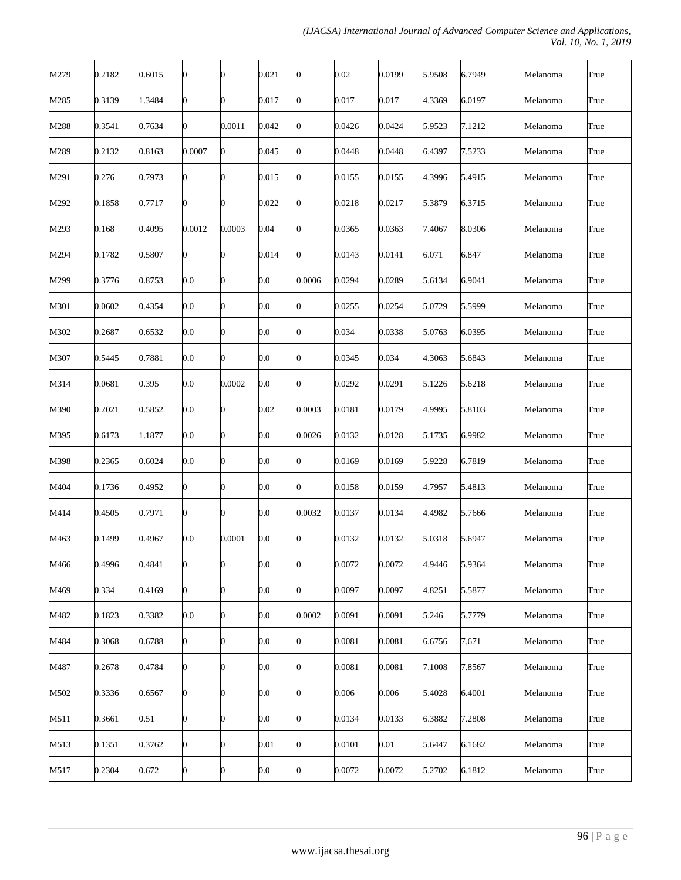| | | | | | | | | | | | | |
|---|---|---|---|---|---|---|---|---|---|---|---|---|
| M279 | 0.2182 | 0.6015 | 0 | 0 | 0.021 | 0 | 0.02 | 0.0199 | 5.9508 | 6.7949 | Melanoma | True |
| M285 | 0.3139 | 1.3484 | 0 | 0 | 0.017 | 0 | 0.017 | 0.017 | 4.3369 | 6.0197 | Melanoma | True |
| M288 | 0.3541 | 0.7634 | 0 | 0.0011 | 0.042 | 0 | 0.0426 | 0.0424 | 5.9523 | 7.1212 | Melanoma | True |
| M289 | 0.2132 | 0.8163 | 0.0007 | 0 | 0.045 | 0 | 0.0448 | 0.0448 | 6.4397 | 7.5233 | Melanoma | True |
| M291 | 0.276 | 0.7973 | 0 | 0 | 0.015 | 0 | 0.0155 | 0.0155 | 4.3996 | 5.4915 | Melanoma | True |
| M292 | 0.1858 | 0.7717 | 0 | 0 | 0.022 | 0 | 0.0218 | 0.0217 | 5.3879 | 6.3715 | Melanoma | True |
| M293 | 0.168 | 0.4095 | 0.0012 | 0.0003 | 0.04 | 0 | 0.0365 | 0.0363 | 7.4067 | 8.0306 | Melanoma | True |
| M294 | 0.1782 | 0.5807 | 0 | 0 | 0.014 | 0 | 0.0143 | 0.0141 | 6.071 | 6.847 | Melanoma | True |
| M299 | 0.3776 | 0.8753 | 0.0 | 0 | 0.0 | 0.0006 | 0.0294 | 0.0289 | 5.6134 | 6.9041 | Melanoma | True |
| M301 | 0.0602 | 0.4354 | 0.0 | 0 | 0.0 | 0 | 0.0255 | 0.0254 | 5.0729 | 5.5999 | Melanoma | True |
| M302 | 0.2687 | 0.6532 | 0.0 | 0 | 0.0 | 0 | 0.034 | 0.0338 | 5.0763 | 6.0395 | Melanoma | True |
| M307 | 0.5445 | 0.7881 | 0.0 | 0 | 0.0 | 0 | 0.0345 | 0.034 | 4.3063 | 5.6843 | Melanoma | True |
| M314 | 0.0681 | 0.395 | 0.0 | 0.0002 | 0.0 | 0 | 0.0292 | 0.0291 | 5.1226 | 5.6218 | Melanoma | True |
| M390 | 0.2021 | 0.5852 | 0.0 | 0 | 0.02 | 0.0003 | 0.0181 | 0.0179 | 4.9995 | 5.8103 | Melanoma | True |
| M395 | 0.6173 | 1.1877 | 0.0 | 0 | 0.0 | 0.0026 | 0.0132 | 0.0128 | 5.1735 | 6.9982 | Melanoma | True |
| M398 | 0.2365 | 0.6024 | 0.0 | 0 | 0.0 | 0 | 0.0169 | 0.0169 | 5.9228 | 6.7819 | Melanoma | True |
| M404 | 0.1736 | 0.4952 | 0 | 0 | 0.0 | 0 | 0.0158 | 0.0159 | 4.7957 | 5.4813 | Melanoma | True |
| M414 | 0.4505 | 0.7971 | 0 | 0 | 0.0 | 0.0032 | 0.0137 | 0.0134 | 4.4982 | 5.7666 | Melanoma | True |
| M463 | 0.1499 | 0.4967 | 0.0 | 0.0001 | 0.0 | 0 | 0.0132 | 0.0132 | 5.0318 | 5.6947 | Melanoma | True |
| M466 | 0.4996 | 0.4841 | 0 | 0 | 0.0 | 0 | 0.0072 | 0.0072 | 4.9446 | 5.9364 | Melanoma | True |
| M469 | 0.334 | 0.4169 | 0 | 0 | 0.0 | 0 | 0.0097 | 0.0097 | 4.8251 | 5.5877 | Melanoma | True |
| M482 | 0.1823 | 0.3382 | 0.0 | 0 | 0.0 | 0.0002 | 0.0091 | 0.0091 | 5.246 | 5.7779 | Melanoma | True |
| M484 | 0.3068 | 0.6788 | 0 | 0 | 0.0 | 0 | 0.0081 | 0.0081 | 6.6756 | 7.671 | Melanoma | True |
| M487 | 0.2678 | 0.4784 | 0 | 0 | 0.0 | 0 | 0.0081 | 0.0081 | 7.1008 | 7.8567 | Melanoma | True |
| M502 | 0.3336 | 0.6567 | 0 | 0 | 0.0 | 0 | 0.006 | 0.006 | 5.4028 | 6.4001 | Melanoma | True |
| M511 | 0.3661 | 0.51 | 0 | 0 | 0.0 | 0 | 0.0134 | 0.0133 | 6.3882 | 7.2808 | Melanoma | True |
| M513 | 0.1351 | 0.3762 | 0 | 0 | 0.01 | 0 | 0.0101 | 0.01 | 5.6447 | 6.1682 | Melanoma | True |
| M517 | 0.2304 | 0.672 | 0 | 0 | 0.0 | 0 | 0.0072 | 0.0072 | 5.2702 | 6.1812 | Melanoma | True |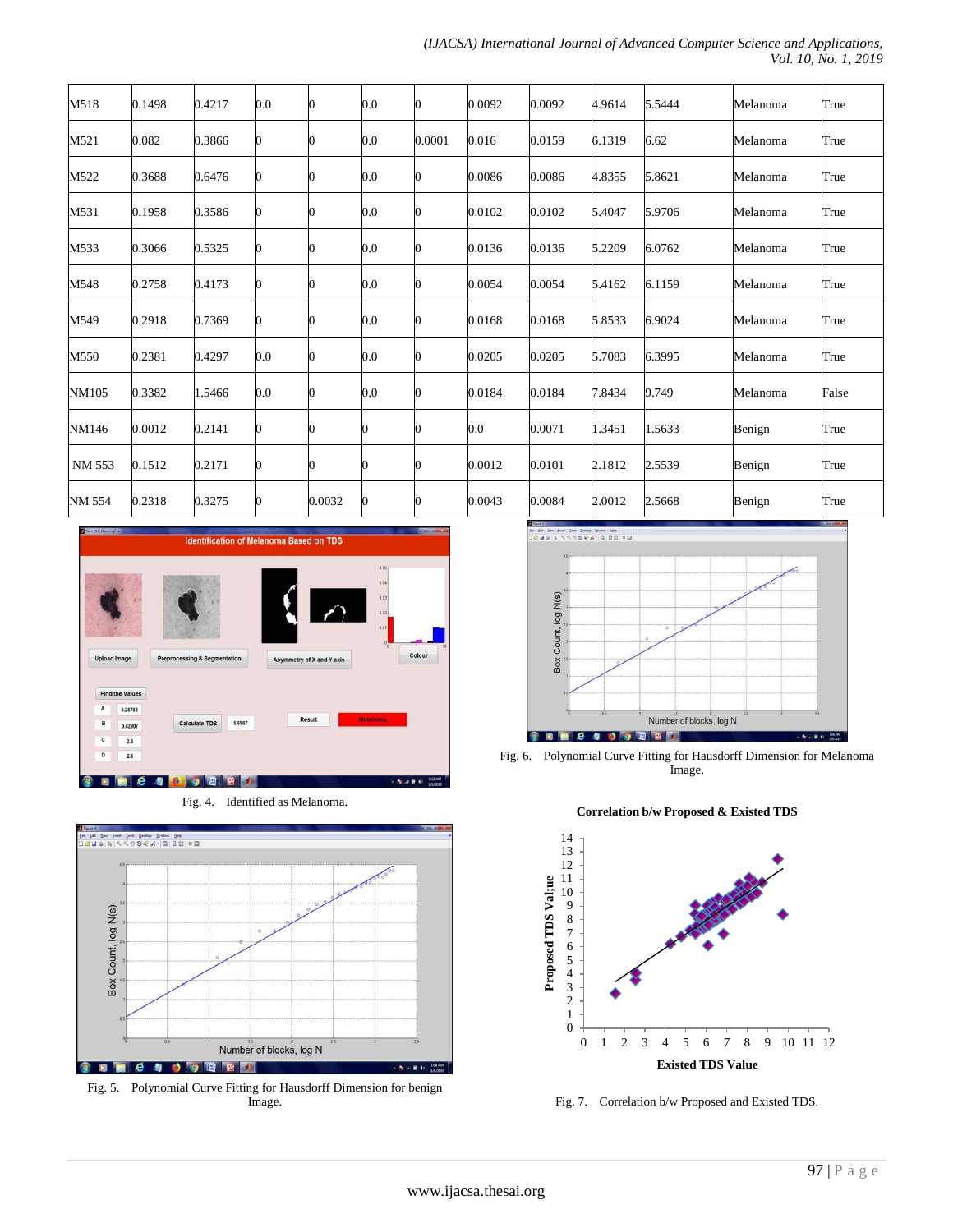| | | | | | | | | | | | |
|---|---|---|---|---|---|---|---|---|---|---|---|
| M518 | 0.1498 | 0.4217 | 0.0 | 0 | 0.0 | 0 | 0.0092 | 0.0092 | 4.9614 | 5.5444 | Melanoma | True |
| M521 | 0.082 | 0.3866 | 0 | 0 | 0.0 | 0.0001 | 0.016 | 0.0159 | 6.1319 | 6.62 | Melanoma | True |
| M522 | 0.3688 | 0.6476 | 0 | 0 | 0.0 | 0 | 0.0086 | 0.0086 | 4.8355 | 5.8621 | Melanoma | True |
| M531 | 0.1958 | 0.3586 | 0 | 0 | 0.0 | 0 | 0.0102 | 0.0102 | 5.4047 | 5.9706 | Melanoma | True |
| M533 | 0.3066 | 0.5325 | 0 | 0 | 0.0 | 0 | 0.0136 | 0.0136 | 5.2209 | 6.0762 | Melanoma | True |
| M548 | 0.2758 | 0.4173 | 0 | 0 | 0.0 | 0 | 0.0054 | 0.0054 | 5.4162 | 6.1159 | Melanoma | True |
| M549 | 0.2918 | 0.7369 | 0 | 0 | 0.0 | 0 | 0.0168 | 0.0168 | 5.8533 | 6.9024 | Melanoma | True |
| M550 | 0.2381 | 0.4297 | 0.0 | 0 | 0.0 | 0 | 0.0205 | 0.0205 | 5.7083 | 6.3995 | Melanoma | True |
| NM105 | 0.3382 | 1.5466 | 0.0 | 0 | 0.0 | 0 | 0.0184 | 0.0184 | 7.8434 | 9.749 | Melanoma | False |
| NM146 | 0.0012 | 0.2141 | 0 | 0 | 0 | 0 | 0.0 | 0.0071 | 1.3451 | 1.5633 | Benign | True |
| NM 553 | 0.1512 | 0.2171 | 0 | 0 | 0 | 0 | 0.0012 | 0.0101 | 2.1812 | 2.5539 | Benign | True |
| NM 554 | 0.2318 | 0.3275 | 0 | 0.0032 | 0 | 0 | 0.0043 | 0.0084 | 2.0012 | 2.5668 | Benign | True |

Identification of Melanoma Based on TDS

Upload Image
Preprocessing & Segmentation
Asymmetry of X and Y axis
Colour
Find the Values
A 0.26763
B 0.42907
C 2.5
D 2.6
Calculate TDS 5.6967
Result Melanoma

Fig. 4. Identified as Melanoma.

Box Count, log N(s)
Number of blocks, log N

Fig. 5. Polynomial Curve Fitting for Hausdorff Dimension for benign Image.

Box Count, log N(s)
Number of blocks, log N

Fig. 6. Polynomial Curve Fitting for Hausdorff Dimension for Melanoma Image.

Correlation b/w Proposed & Existed TDS

Proposed TDS Value
Existed TDS Value
0 1 2 3 4 5 6 7 8 9 10 11 12
0 1 2 3 4 5 6 7 8 9 10 11 12 13 14

Fig. 7. Correlation b/w Proposed and Existed TDS.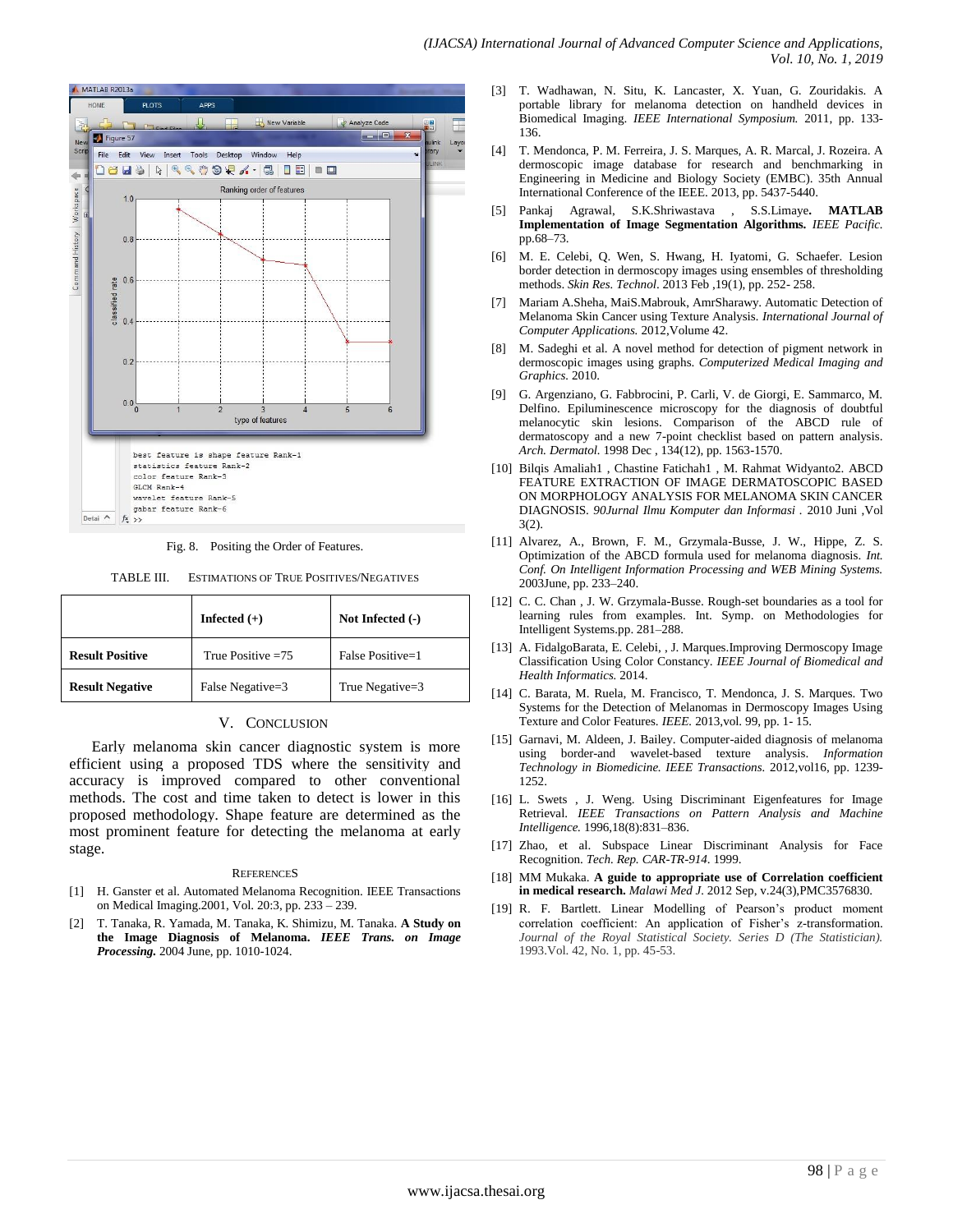Ranking order of features

classified rate

type of features

1.0

0.8

0.6

0.4

0.2

0.0

0 1 2 3 4 5 6

best feature is shape feature Rank-1
statistics feature Rank-2
color feature Rank-3
GLCM Rank-4
wavelet feature Rank-5
gabar feature Rank-6

Fig. 8. Positing the Order of Features.

TABLE III. ESTIMATIONS OF TRUE POSITIVES/NEGATIVES

| | Infected (+) | Not Infected (-) |
|---|---|---|
| **Result Positive** | True Positive =75 | False Positive=1 |
| **Result Negative** | False Negative=3 | True Negative=3 |

## V. CONCLUSION

Early melanoma skin cancer diagnostic system is more efficient using a proposed TDS where the sensitivity and accuracy is improved compared to other conventional methods. The cost and time taken to detect is lower in this proposed methodology. Shape feature are determined as the most prominent feature for detecting the melanoma at early stage.

## REFERENCES

[1] H. Ganster et al. Automated Melanoma Recognition. IEEE Transactions on Medical Imaging.2001, Vol. 20:3, pp. 233 – 239.

[2] T. Tanaka, R. Yamada, M. Tanaka, K. Shimizu, M. Tanaka. **A Study on the Image Diagnosis of Melanoma.** ***IEEE Trans. on Image Processing.*** 2004 June, pp. 1010-1024.

[3] T. Wadhawan, N. Situ, K. Lancaster, X. Yuan, G. Zouridakis. A portable library for melanoma detection on handheld devices in Biomedical Imaging. *IEEE International Symposium.* 2011, pp. 133-136.

[4] T. Mendonca, P. M. Ferreira, J. S. Marques, A. R. Marcal, J. Rozeira. A dermoscopic image database for research and benchmarking in Engineering in Medicine and Biology Society (EMBC). 35th Annual International Conference of the IEEE. 2013, pp. 5437-5440.

[5] Pankaj Agrawal, S.K.Shriwastava , S.S.Limaye**. MATLAB Implementation of Image Segmentation Algorithms.** *IEEE Pacific.* pp.68–73.

[6] M. E. Celebi, Q. Wen, S. Hwang, H. Iyatomi, G. Schaefer. Lesion border detection in dermoscopy images using ensembles of thresholding methods. *Skin Res. Technol*. 2013 Feb ,19(1), pp. 252- 258.

[7] Mariam A.Sheha, MaiS.Mabrouk, AmrSharawy. Automatic Detection of Melanoma Skin Cancer using Texture Analysis. *International Journal of Computer Applications.* 2012,Volume 42.

[8] M. Sadeghi et al. A novel method for detection of pigment network in dermoscopic images using graphs. *Computerized Medical Imaging and Graphics.* 2010.

[9] G. Argenziano, G. Fabbrocini, P. Carli, V. de Giorgi, E. Sammarco, M. Delfino. Epiluminescence microscopy for the diagnosis of doubtful melanocytic skin lesions. Comparison of the ABCD rule of dermatoscopy and a new 7-point checklist based on pattern analysis. *Arch. Dermatol.* 1998 Dec , 134(12), pp. 1563-1570.

[10] Bilqis Amaliah1 , Chastine Fatichah1 , M. Rahmat Widyanto2. ABCD FEATURE EXTRACTION OF IMAGE DERMATOSCOPIC BASED ON MORPHOLOGY ANALYSIS FOR MELANOMA SKIN CANCER DIAGNOSIS. *90Jurnal Ilmu Komputer dan Informasi* . 2010 Juni ,Vol 3(2).

[11] Alvarez, A., Brown, F. M., Grzymala-Busse, J. W., Hippe, Z. S. Optimization of the ABCD formula used for melanoma diagnosis. *Int. Conf. On Intelligent Information Processing and WEB Mining Systems.* 2003June, pp. 233–240.

[12] C. C. Chan , J. W. Grzymala-Busse. Rough-set boundaries as a tool for learning rules from examples. Int. Symp. on Methodologies for Intelligent Systems.pp. 281–288.

[13] A. FidalgoBarata, E. Celebi, , J. Marques.Improving Dermoscopy Image Classification Using Color Constancy. *IEEE Journal of Biomedical and Health Informatics.* 2014.

[14] C. Barata, M. Ruela, M. Francisco, T. Mendonca, J. S. Marques. Two Systems for the Detection of Melanomas in Dermoscopy Images Using Texture and Color Features. *IEEE.* 2013,vol. 99, pp. 1- 15.

[15] Garnavi, M. Aldeen, J. Bailey. Computer-aided diagnosis of melanoma using border-and wavelet-based texture analysis. *Information Technology in Biomedicine. IEEE Transactions.* 2012,vol16, pp. 1239-1252.

[16] L. Swets , J. Weng. Using Discriminant Eigenfeatures for Image Retrieval. *IEEE Transactions on Pattern Analysis and Machine Intelligence.* 1996,18(8):831–836.

[17] Zhao, et al. Subspace Linear Discriminant Analysis for Face Recognition. *Tech. Rep. CAR-TR-914*. 1999.

[18] MM Mukaka. **A guide to appropriate use of Correlation coefficient in medical research.** *Malawi Med J.* 2012 Sep, v.24(3),PMC3576830.

[19] R. F. Bartlett. Linear Modelling of Pearson's product moment correlation coefficient: An application of Fisher's z-transformation. *Journal of the Royal Statistical Society. Series D (The Statistician).* 1993.Vol. 42, No. 1, pp. 45-53.